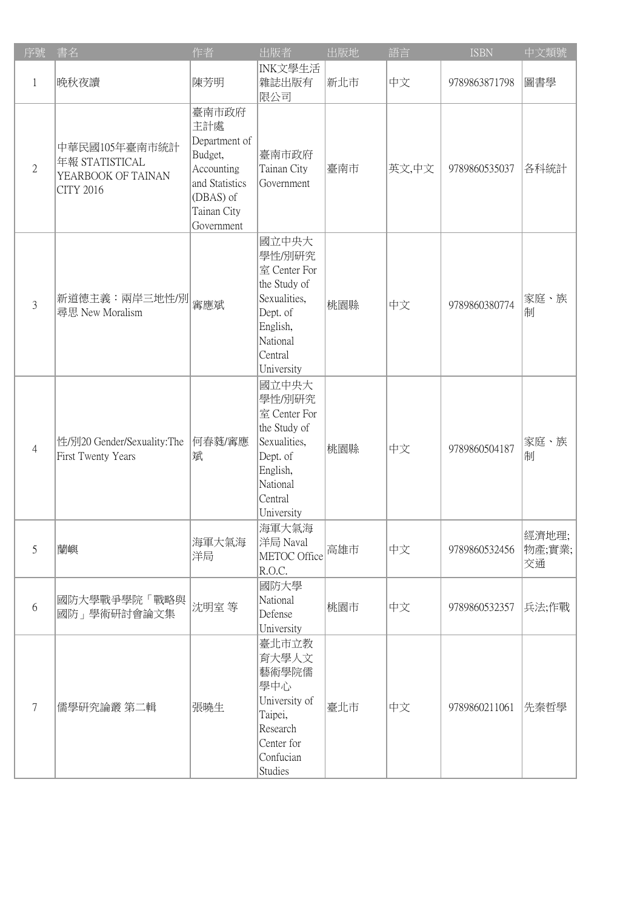| 序號 | 書名 | 作者 | 出版者 | 出版地 | 語言 | ISBN | 中文類號 |
|---|---|---|---|---|---|---|---|
| 1 | 晚秋夜讀 | 陳芳明 | INK文學生活雜誌出版有限公司 | 新北市 | 中文 | 9789863871798 | 圖書學 |
| 2 | 中華民國105年臺南市統計年報 STATISTICAL YEARBOOK OF TAINAN CITY 2016 | 臺南市政府主計處 Department of Budget, Accounting and Statistics (DBAS) of Tainan City Government | 臺南市政府 Tainan City Government | 臺南市 | 英文,中文 | 9789860535037 | 各科統計 |
| 3 | 新道德主義：兩岸三地性/別尋思 New Moralism | 甯應斌 | 國立中央大學性/別研究室 Center For the Study of Sexualities, Dept. of English, National Central University | 桃園縣 | 中文 | 9789860380774 | 家庭、族制 |
| 4 | 性/別20 Gender/Sexuality:The First Twenty Years | 何春蕤/甯應斌 | 國立中央大學性/別研究室 Center For the Study of Sexualities, Dept. of English, National Central University | 桃園縣 | 中文 | 9789860504187 | 家庭、族制 |
| 5 | 蘭嶼 | 海軍大氣海洋局 | 海軍大氣海洋局 Naval METOC Office R.O.C. | 高雄市 | 中文 | 9789860532456 | 經濟地理;物產;實業;交通 |
| 6 | 國防大學戰爭學院「戰略與國防」學術研討會論文集 | 沈明室 等 | 國防大學 National Defense University | 桃園市 | 中文 | 9789860532357 | 兵法;作戰 |
| 7 | 儒學研究論叢 第二輯 | 張曉生 | 臺北市立教育大學人文藝術學院儒學中心 University of Taipei, Research Center for Confucian Studies | 臺北市 | 中文 | 9789860211061 | 先秦哲學 |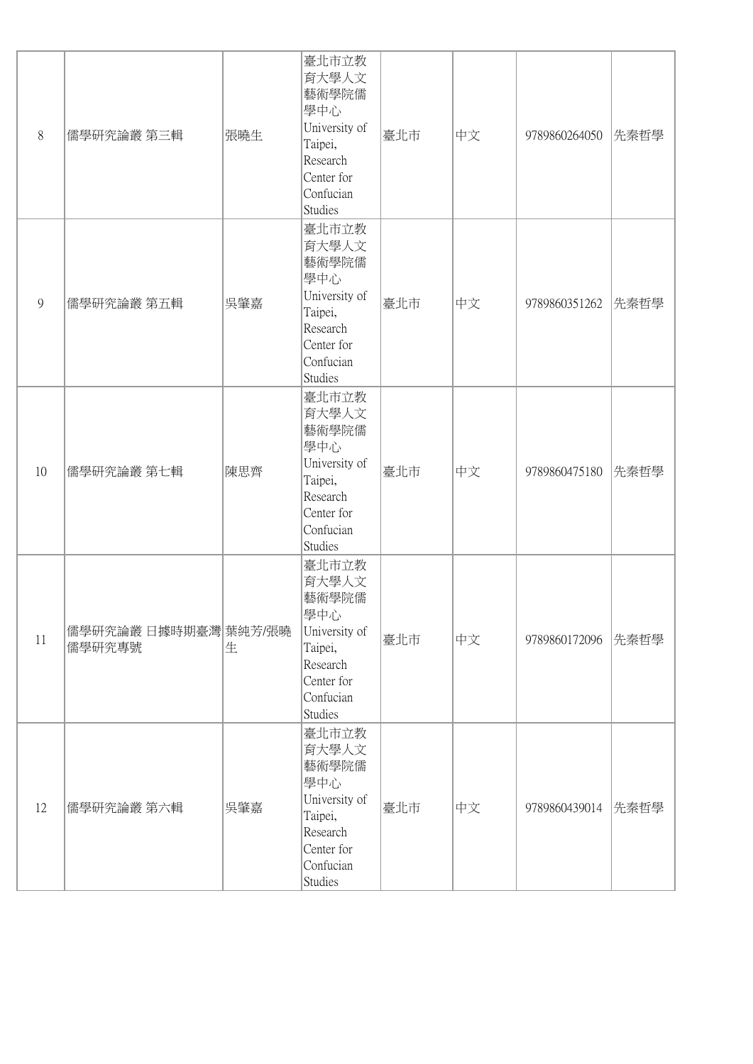| 8 | 儒學研究論叢 第三輯 | 張曉生 | 臺北市立教育大學人文藝術學院儒學中心 University of Taipei, Research Center for Confucian Studies | 臺北市 | 中文 | 9789860264050 | 先秦哲學 |
|---|---|---|---|---|---|---|---|
| 9 | 儒學研究論叢 第五輯 | 吳肇嘉 | 臺北市立教育大學人文藝術學院儒學中心 University of Taipei, Research Center for Confucian Studies | 臺北市 | 中文 | 9789860351262 | 先秦哲學 |
| 10 | 儒學研究論叢 第七輯 | 陳思齊 | 臺北市立教育大學人文藝術學院儒學中心 University of Taipei, Research Center for Confucian Studies | 臺北市 | 中文 | 9789860475180 | 先秦哲學 |
| 11 | 儒學研究論叢 日據時期臺灣儒學研究專號 | 葉純芳/張曉生 | 臺北市立教育大學人文藝術學院儒學中心 University of Taipei, Research Center for Confucian Studies | 臺北市 | 中文 | 9789860172096 | 先秦哲學 |
| 12 | 儒學研究論叢 第六輯 | 吳肇嘉 | 臺北市立教育大學人文藝術學院儒學中心 University of Taipei, Research Center for Confucian Studies | 臺北市 | 中文 | 9789860439014 | 先秦哲學 |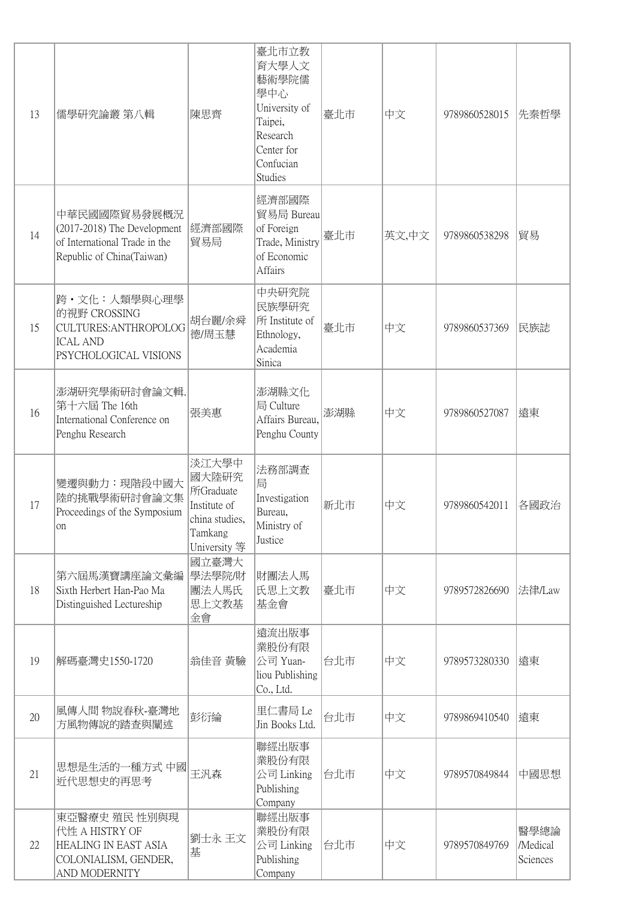| 13 | 儒學研究論叢 第八輯 | 陳思齊 | 臺北市立教育大學人文藝術學院儒學中心 University of Taipei, Research Center for Confucian Studies | 臺北市 | 中文 | 9789860528015 | 先秦哲學 |
|---|---|---|---|---|---|---|---|
| 14 | 中華民國國際貿易發展概況(2017-2018) The Development of International Trade in the Republic of China(Taiwan) | 經濟部國際貿易局 | 經濟部國際貿易局 Bureau of Foreign Trade, Ministry of Economic Affairs | 臺北市 | 英文,中文 | 9789860538298 | 貿易 |
| 15 | 跨・文化：人類學與心理學的視野 CROSSING CULTURES:ANTHROPOLOGICAL AND PSYCHOLOGICAL VISIONS | 胡台麗/余舜德/周玉慧 | 中央研究院民族學研究所 Institute of Ethnology, Academia Sinica | 臺北市 | 中文 | 9789860537369 | 民族誌 |
| 16 | 澎湖研究學術研討會論文輯.第十六屆 The 16th International Conference on Penghu Research | 張美惠 | 澎湖縣文化局 Culture Affairs Bureau, Penghu County | 澎湖縣 | 中文 | 9789860527087 | 遠東 |
| 17 | 變遷與動力：現階段中國大陸的挑戰學術研討會論文集 Proceedings of the Symposium on | 淡江大學中國大陸研究所Graduate Institute of china studies, Tamkang University 等 | 法務部調查局 Investigation Bureau, Ministry of Justice | 新北市 | 中文 | 9789860542011 | 各國政治 |
| 18 | 第六屆馬漢寶講座論文彙編 Sixth Herbert Han-Pao Ma Distinguished Lectureship | 國立臺灣大學法學院/財團法人馬氏思上文教基金會 | 財團法人馬氏思上文教基金會 | 臺北市 | 中文 | 9789572826690 | 法律/Law |
| 19 | 解碼臺灣史1550-1720 | 翁佳音 黃驗 | 遠流出版事業股份有限公司 Yuan-liou Publishing Co., Ltd. | 台北市 | 中文 | 9789573280330 | 遠東 |
| 20 | 風傳人間 物說春秋-臺灣地方風物傳說的踏查與闡述 | 彭衍綸 | 里仁書局 Le Jin Books Ltd. | 台北市 | 中文 | 9789869410540 | 遠東 |
| 21 | 思想是生活的一種方式 中國近代思想史的再思考 | 王汎森 | 聯經出版事業股份有限公司 Linking Publishing Company | 台北市 | 中文 | 9789570849844 | 中國思想 |
| 22 | 東亞醫療史 殖民 性別與現代性 A HISTRY OF HEALING IN EAST ASIA COLONIALISM, GENDER, AND MODERNITY | 劉士永 王文基 | 聯經出版事業股份有限公司 Linking Publishing Company | 台北市 | 中文 | 9789570849769 | 醫學總論/Medical Sciences |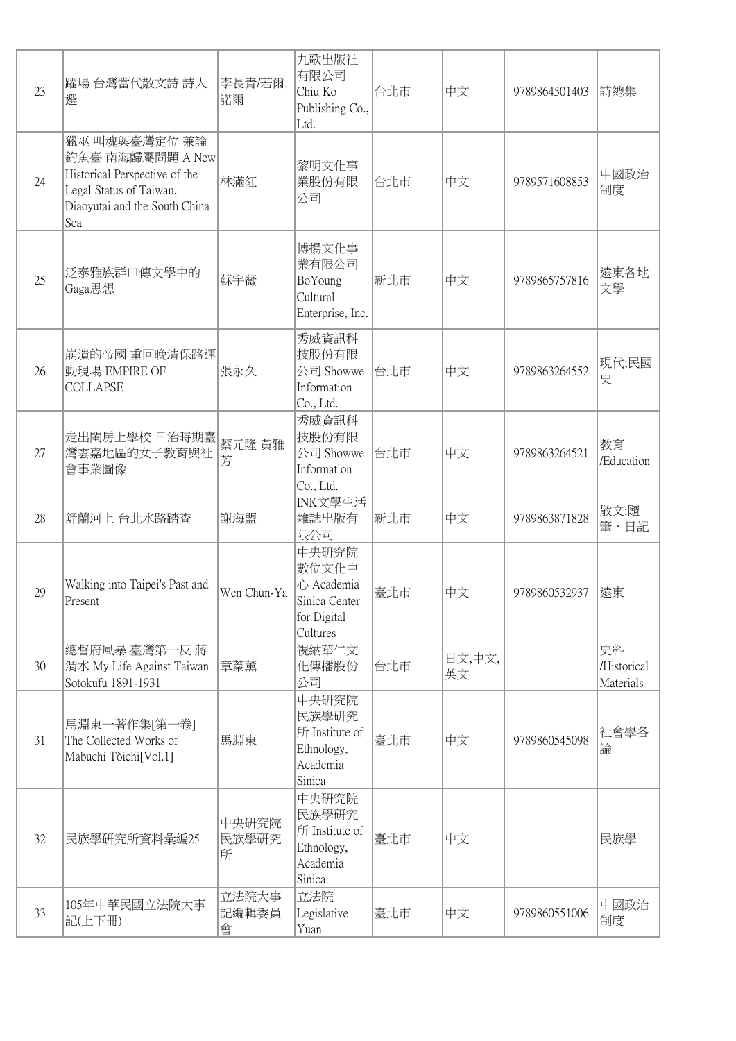| 23 | 躍場 台灣當代散文詩 詩人選 | 李長青/若爾.諾爾 | 九歌出版社有限公司 Chiu Ko Publishing Co., Ltd. | 台北市 | 中文 | 9789864501403 | 詩總集 |
|---|---|---|---|---|---|---|---|
| 24 | 獵巫 叫魂與臺灣定位 兼論釣魚臺 南海歸屬問題 A New Historical Perspective of the Legal Status of Taiwan, Diaoyutai and the South China Sea | 林滿紅 | 黎明文化事業股份有限公司 | 台北市 | 中文 | 9789571608853 | 中國政治制度 |
| 25 | 泛泰雅族群口傳文學中的Gaga思想 | 蘇宇薇 | 博揚文化事業有限公司 BoYoung Cultural Enterprise, Inc. | 新北市 | 中文 | 9789865757816 | 遠東各地文學 |
| 26 | 崩潰的帝國 重回晚清保路運動現場 EMPIRE OF COLLAPSE | 張永久 | 秀威資訊科技股份有限公司 Showwe Information Co., Ltd. | 台北市 | 中文 | 9789863264552 | 現代;民國史 |
| 27 | 走出閨房上學校 日治時期臺灣雲嘉地區的女子教育與社會事業圖像 | 蔡元隆 黃雅芳 | 秀威資訊科技股份有限公司 Showwe Information Co., Ltd. | 台北市 | 中文 | 9789863264521 | 教育/Education |
| 28 | 舒蘭河上 台北水路踏查 | 謝海盟 | INK文學生活雜誌出版有限公司 | 新北市 | 中文 | 9789863871828 | 散文:隨筆、日記 |
| 29 | Walking into Taipei's Past and Present | Wen Chun-Ya | 中央研究院數位文化中心 Academia Sinica Center for Digital Cultures | 臺北市 | 中文 | 9789860532937 | 遠東 |
| 30 | 總督府風暴 臺灣第一反 蔣渭水 My Life Against Taiwan Sotokufu 1891-1931 | 章蓁薰 | 視納華仁文化傳播股份公司 | 台北市 | 日文,中文,英文 | | 史料/Historical Materials |
| 31 | 馬淵東一著作集[第一卷] The Collected Works of Mabuchi Tòichi[Vol.1] | 馬淵東 | 中央研究院民族學研究所 Institute of Ethnology, Academia Sinica | 臺北市 | 中文 | 9789860545098 | 社會學各論 |
| 32 | 民族學研究所資料彙編25 | 中央研究院民族學研究所 | 中央研究院民族學研究所 Institute of Ethnology, Academia Sinica | 臺北市 | 中文 | | 民族學 |
| 33 | 105年中華民國立法院大事記(上下冊) | 立法院大事記編輯委員會 | 立法院 Legislative Yuan | 臺北市 | 中文 | 9789860551006 | 中國政治制度 |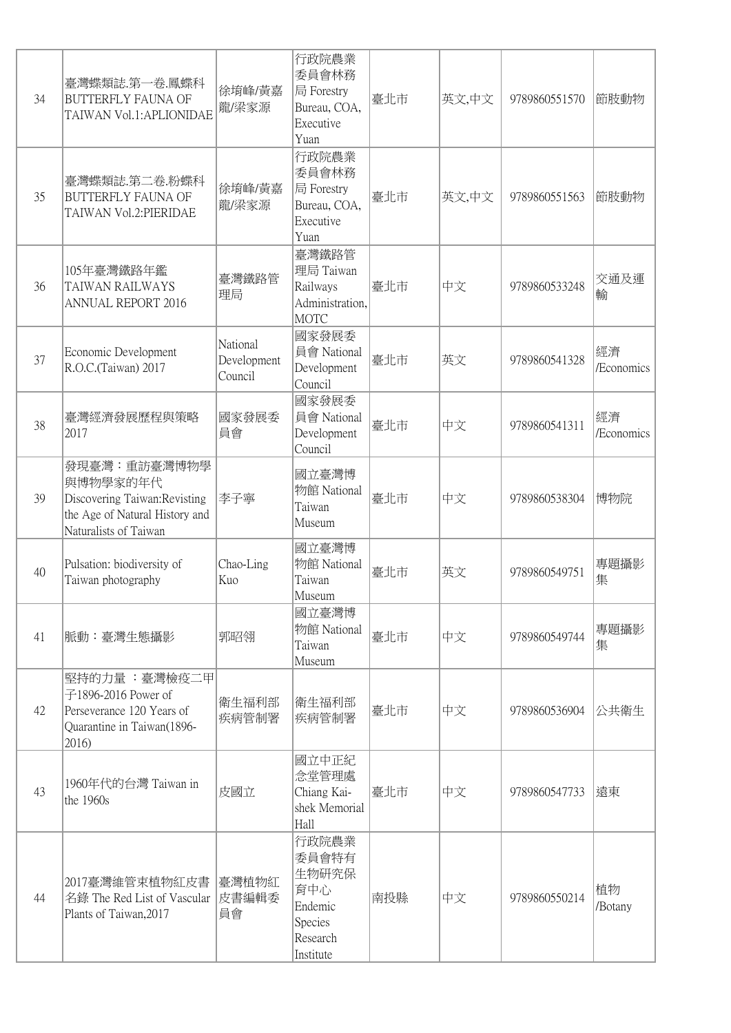| 34 | 臺灣蝶類誌.第一卷.鳳蝶科 BUTTERFLY FAUNA OF TAIWAN Vol.1:APLIONIDAE | 徐堉峰/黃嘉龍/梁家源 | 行政院農業委員會林務局 Forestry Bureau, COA, Executive Yuan | 臺北市 | 英文,中文 | 9789860551570 | 節肢動物 |
|---|---|---|---|---|---|---|---|
| 35 | 臺灣蝶類誌.第二卷.粉蝶科 BUTTERFLY FAUNA OF TAIWAN Vol.2:PIERIDAE | 徐堉峰/黃嘉龍/梁家源 | 行政院農業委員會林務局 Forestry Bureau, COA, Executive Yuan | 臺北市 | 英文,中文 | 9789860551563 | 節肢動物 |
| 36 | 105年臺灣鐵路年鑑 TAIWAN RAILWAYS ANNUAL REPORT 2016 | 臺灣鐵路管理局 | 臺灣鐵路管理局 Taiwan Railways Administration, MOTC | 臺北市 | 中文 | 9789860533248 | 交通及運輸 |
| 37 | Economic Development R.O.C.(Taiwan) 2017 | National Development Council | 國家發展委員會 National Development Council | 臺北市 | 英文 | 9789860541328 | 經濟/Economics |
| 38 | 臺灣經濟發展歷程與策略2017 | 國家發展委員會 | 國家發展委員會 National Development Council | 臺北市 | 中文 | 9789860541311 | 經濟/Economics |
| 39 | 發現臺灣：重訪臺灣博物學與博物學家的年代 Discovering Taiwan:Revisting the Age of Natural History and Naturalists of Taiwan | 李子寧 | 國立臺灣博物館 National Taiwan Museum | 臺北市 | 中文 | 9789860538304 | 博物院 |
| 40 | Pulsation: biodiversity of Taiwan photography | Chao-Ling Kuo | 國立臺灣博物館 National Taiwan Museum | 臺北市 | 英文 | 9789860549751 | 專題攝影集 |
| 41 | 脈動：臺灣生態攝影 | 郭昭翎 | 國立臺灣博物館 National Taiwan Museum | 臺北市 | 中文 | 9789860549744 | 專題攝影集 |
| 42 | 堅持的力量 ：臺灣檢疫二甲子1896-2016 Power of Perseverance 120 Years of Quarantine in Taiwan(1896-2016) | 衛生福利部疾病管制署 | 衛生福利部疾病管制署 | 臺北市 | 中文 | 9789860536904 | 公共衛生 |
| 43 | 1960年代的台灣 Taiwan in the 1960s | 皮國立 | 國立中正紀念堂管理處 Chiang Kai-shek Memorial Hall | 臺北市 | 中文 | 9789860547733 | 遠東 |
| 44 | 2017臺灣維管束植物紅皮書名錄 The Red List of Vascular Plants of Taiwan,2017 | 臺灣植物紅皮書編輯委員會 | 行政院農業委員會特有生物研究保育中心 Endemic Species Research Institute | 南投縣 | 中文 | 9789860550214 | 植物/Botany |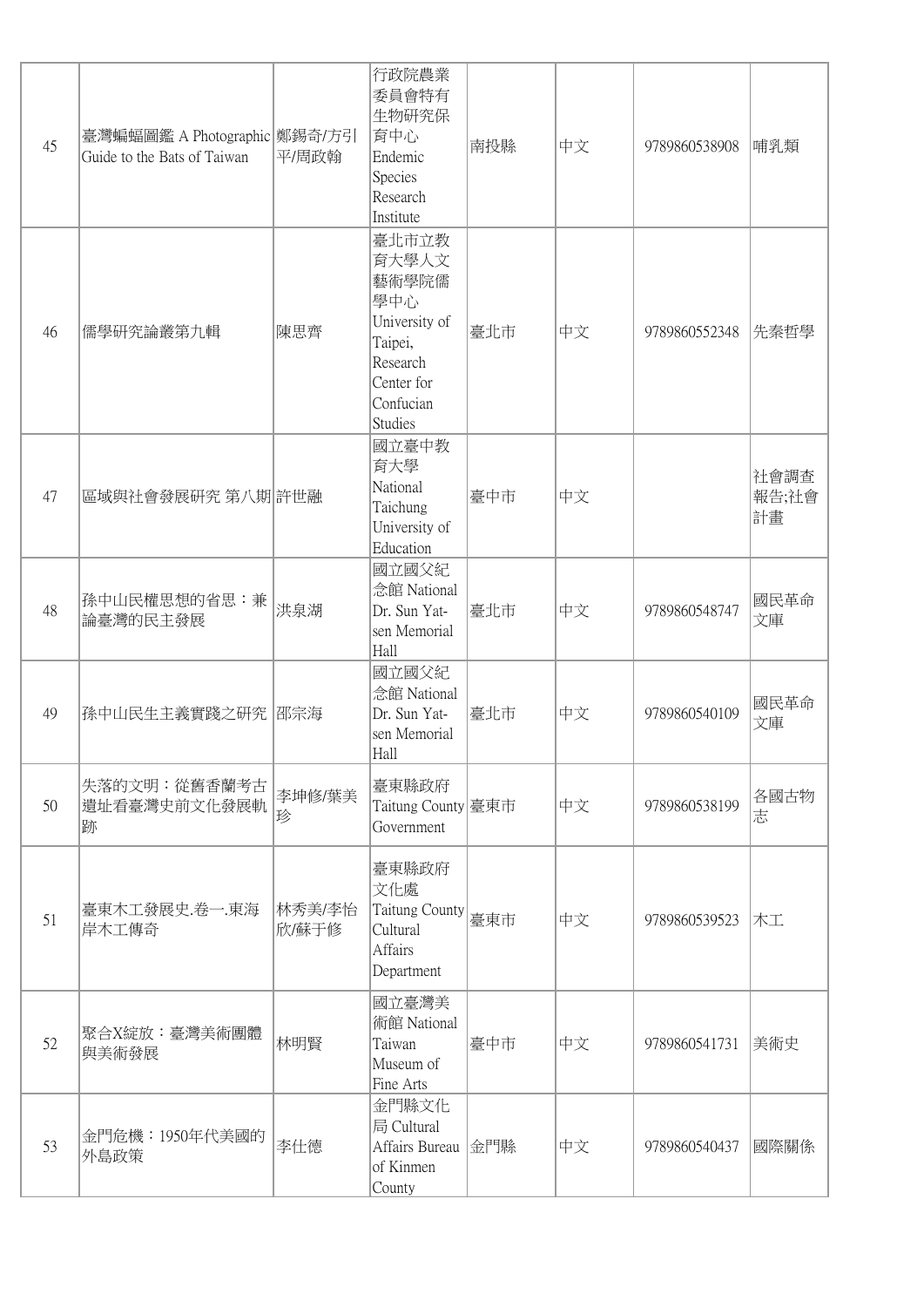| 45 | 臺灣蝙蝠圖鑑 A Photographic Guide to the Bats of Taiwan | 鄭錫奇/方引平/周政翰 | 行政院農業委員會特有生物研究保育中心 Endemic Species Research Institute | 南投縣 | 中文 | 9789860538908 | 哺乳類 |
|---|---|---|---|---|---|---|---|
| 46 | 儒學研究論叢第九輯 | 陳思齊 | 臺北市立教育大學人文藝術學院儒學中心 University of Taipei, Research Center for Confucian Studies | 臺北市 | 中文 | 9789860552348 | 先秦哲學 |
| 47 | 區域與社會發展研究 第八期 | 許世融 | 國立臺中教育大學 National Taichung University of Education | 臺中市 | 中文 | | 社會調查報告;社會計畫 |
| 48 | 孫中山民權思想的省思：兼論臺灣的民主發展 | 洪泉湖 | 國立國父紀念館 National Dr. Sun Yat-sen Memorial Hall | 臺北市 | 中文 | 9789860548747 | 國民革命文庫 |
| 49 | 孫中山民生主義實踐之研究 | 邵宗海 | 國立國父紀念館 National Dr. Sun Yat-sen Memorial Hall | 臺北市 | 中文 | 9789860540109 | 國民革命文庫 |
| 50 | 失落的文明：從舊香蘭考古遺址看臺灣史前文化發展軌跡 | 李坤修/葉美珍 | 臺東縣政府 Taitung County Government | 臺東市 | 中文 | 9789860538199 | 各國古物志 |
| 51 | 臺東木工發展史.卷一.東海岸木工傳奇 | 林秀美/李怡欣/蘇于修 | 臺東縣政府文化處 Taitung County Cultural Affairs Department | 臺東市 | 中文 | 9789860539523 | 木工 |
| 52 | 聚合X綻放：臺灣美術團體與美術發展 | 林明賢 | 國立臺灣美術館 National Taiwan Museum of Fine Arts | 臺中市 | 中文 | 9789860541731 | 美術史 |
| 53 | 金門危機：1950年代美國的外島政策 | 李仕德 | 金門縣文化局 Cultural Affairs Bureau of Kinmen County | 金門縣 | 中文 | 9789860540437 | 國際關係 |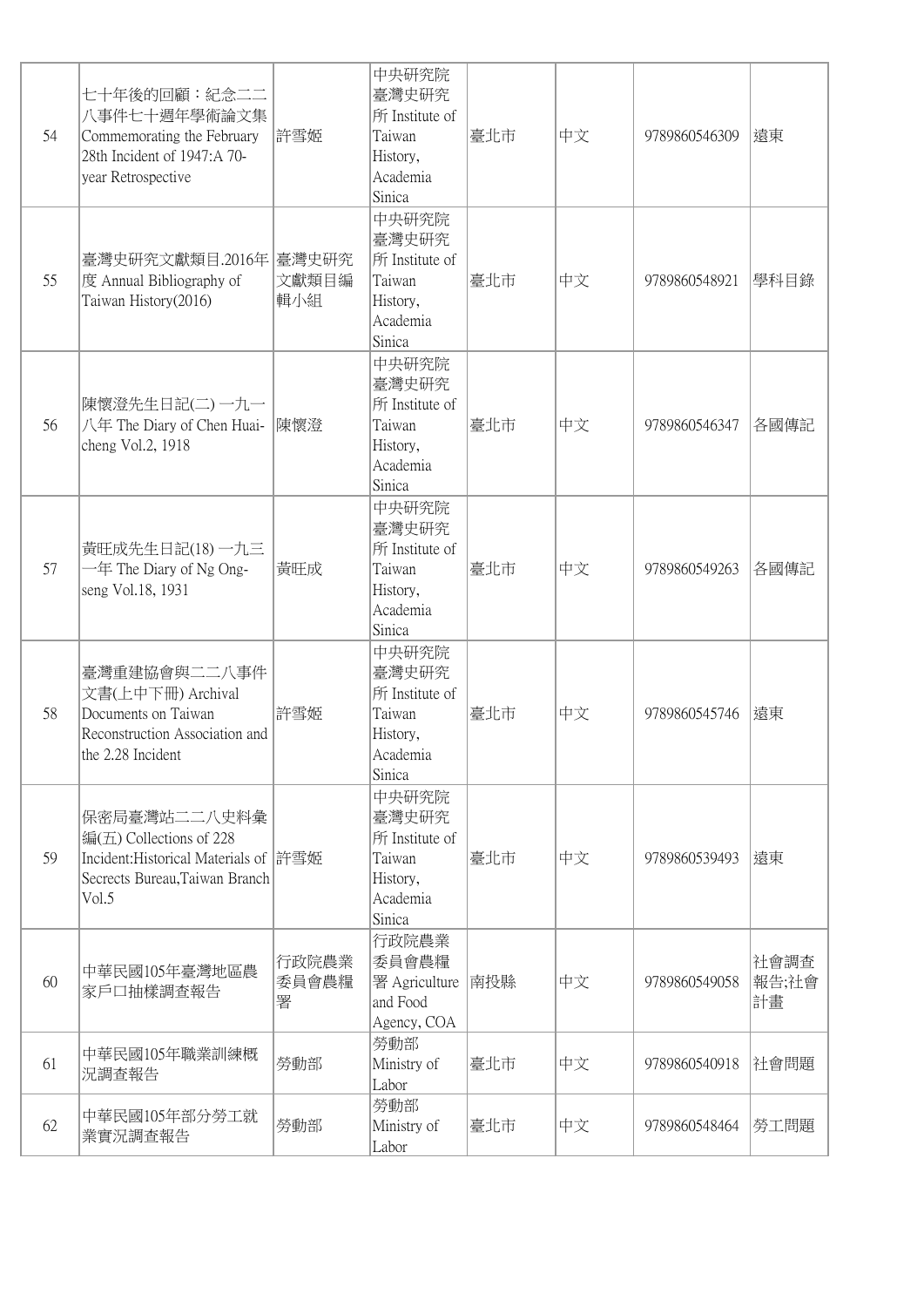| 54 | 七十年後的回顧：紀念二二八事件七十週年學術論文集 Commemorating the February 28th Incident of 1947:A 70-year Retrospective | 許雪姬 | 中央研究院臺灣史研究所 Institute of Taiwan History, Academia Sinica | 臺北市 | 中文 | 9789860546309 | 遠東 |
|---|---|---|---|---|---|---|---|
| 55 | 臺灣史研究文獻類目.2016年度 Annual Bibliography of Taiwan History(2016) | 臺灣史研究文獻類目編輯小組 | 中央研究院臺灣史研究所 Institute of Taiwan History, Academia Sinica | 臺北市 | 中文 | 9789860548921 | 學科目錄 |
| 56 | 陳懷澄先生日記(二) 一九一八年 The Diary of Chen Huai-cheng Vol.2, 1918 | 陳懷澄 | 中央研究院臺灣史研究所 Institute of Taiwan History, Academia Sinica | 臺北市 | 中文 | 9789860546347 | 各國傳記 |
| 57 | 黃旺成先生日記(18) 一九三一年 The Diary of Ng Ong-seng Vol.18, 1931 | 黃旺成 | 中央研究院臺灣史研究所 Institute of Taiwan History, Academia Sinica | 臺北市 | 中文 | 9789860549263 | 各國傳記 |
| 58 | 臺灣重建協會與二二八事件文書(上中下冊) Archival Documents on Taiwan Reconstruction Association and the 2.28 Incident | 許雪姬 | 中央研究院臺灣史研究所 Institute of Taiwan History, Academia Sinica | 臺北市 | 中文 | 9789860545746 | 遠東 |
| 59 | 保密局臺灣站二二八史料彙編(五) Collections of 228 Incident:Historical Materials of Secrects Bureau,Taiwan Branch Vol.5 | 許雪姬 | 中央研究院臺灣史研究所 Institute of Taiwan History, Academia Sinica | 臺北市 | 中文 | 9789860539493 | 遠東 |
| 60 | 中華民國105年臺灣地區農家戶口抽樣調查報告 | 行政院農業委員會農糧署 | 行政院農業委員會農糧署 Agriculture and Food Agency, COA | 南投縣 | 中文 | 9789860549058 | 社會調查報告;社會計畫 |
| 61 | 中華民國105年職業訓練概況調查報告 | 勞動部 | 勞動部 Ministry of Labor | 臺北市 | 中文 | 9789860540918 | 社會問題 |
| 62 | 中華民國105年部分勞工就業實況調查報告 | 勞動部 | 勞動部 Ministry of Labor | 臺北市 | 中文 | 9789860548464 | 勞工問題 |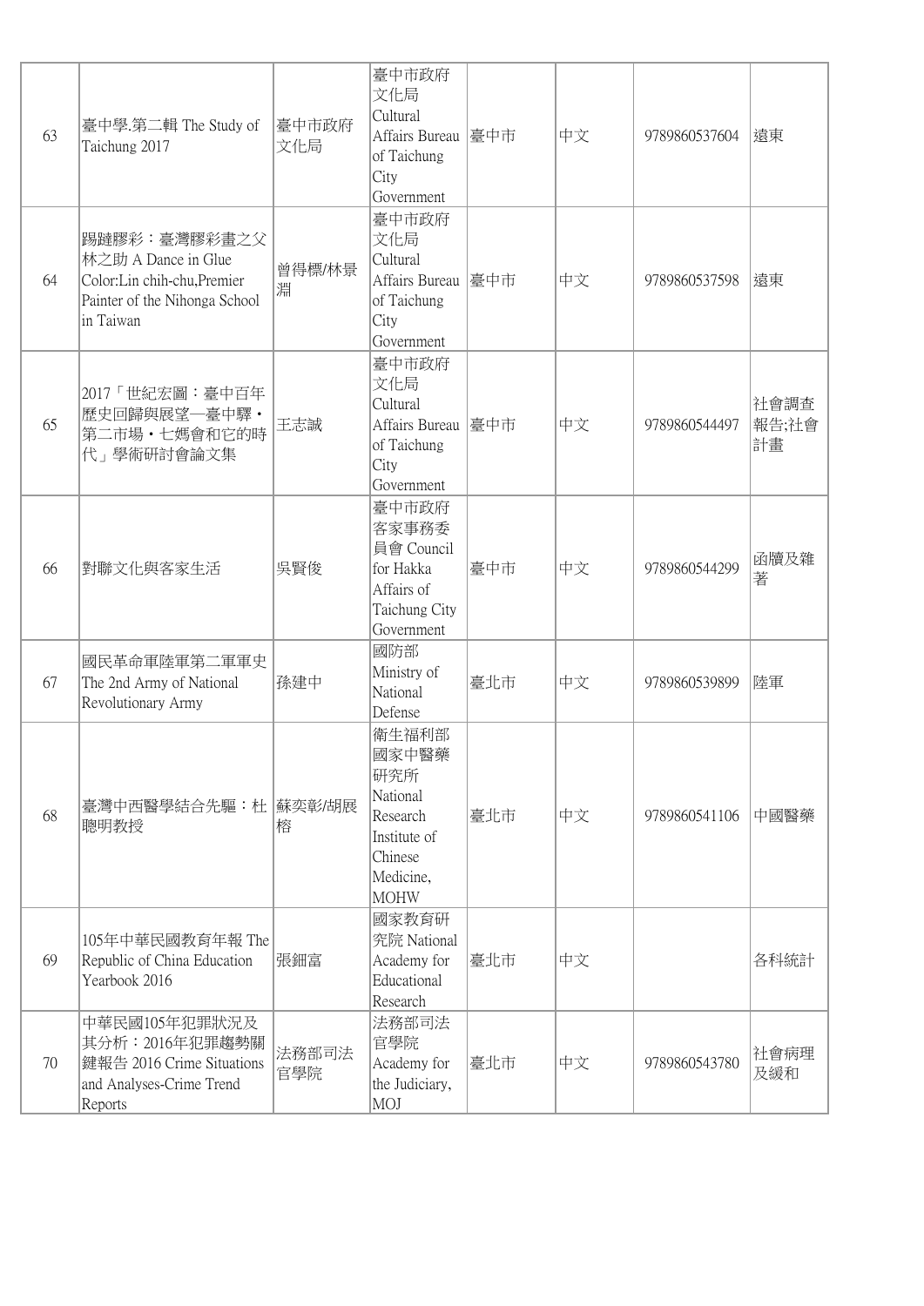| 63 | 臺中學.第二輯 The Study of Taichung 2017 | 臺中市政府文化局 | 臺中市政府文化局 Cultural Affairs Bureau of Taichung City Government | 臺中市 | 中文 | 9789860537604 | 遠東 |
|---|---|---|---|---|---|---|---|
| 64 | 踢躂膠彩：臺灣膠彩畫之父林之助 A Dance in Glue Color:Lin chih-chu,Premier Painter of the Nihonga School in Taiwan | 曾得標/林景淵 | 臺中市政府文化局 Cultural Affairs Bureau of Taichung City Government | 臺中市 | 中文 | 9789860537598 | 遠東 |
| 65 | 2017「世紀宏圖：臺中百年歷史回歸與展望—臺中驛・第二市場・七媽會和它的時代」學術研討會論文集 | 王志誠 | 臺中市政府文化局 Cultural Affairs Bureau of Taichung City Government | 臺中市 | 中文 | 9789860544497 | 社會調查報告;社會計畫 |
| 66 | 對聯文化與客家生活 | 吳賢俊 | 臺中市政府客家事務委員會 Council for Hakka Affairs of Taichung City Government | 臺中市 | 中文 | 9789860544299 | 函牘及雜著 |
| 67 | 國民革命軍陸軍第二軍軍史 The 2nd Army of National Revolutionary Army | 孫建中 | 國防部 Ministry of National Defense | 臺北市 | 中文 | 9789860539899 | 陸軍 |
| 68 | 臺灣中西醫學結合先驅：杜聰明教授 | 蘇奕彰/胡展榕 | 衛生福利部國家中醫藥研究所 National Research Institute of Chinese Medicine, MOHW | 臺北市 | 中文 | 9789860541106 | 中國醫藥 |
| 69 | 105年中華民國教育年報 The Republic of China Education Yearbook 2016 | 張鈿富 | 國家教育研究院 National Academy for Educational Research | 臺北市 | 中文 | | 各科統計 |
| 70 | 中華民國105年犯罪狀況及其分析：2016年犯罪趨勢關鍵報告 2016 Crime Situations and Analyses-Crime Trend Reports | 法務部司法官學院 | 法務部司法官學院 Academy for the Judiciary, MOJ | 臺北市 | 中文 | 9789860543780 | 社會病理及緩和 |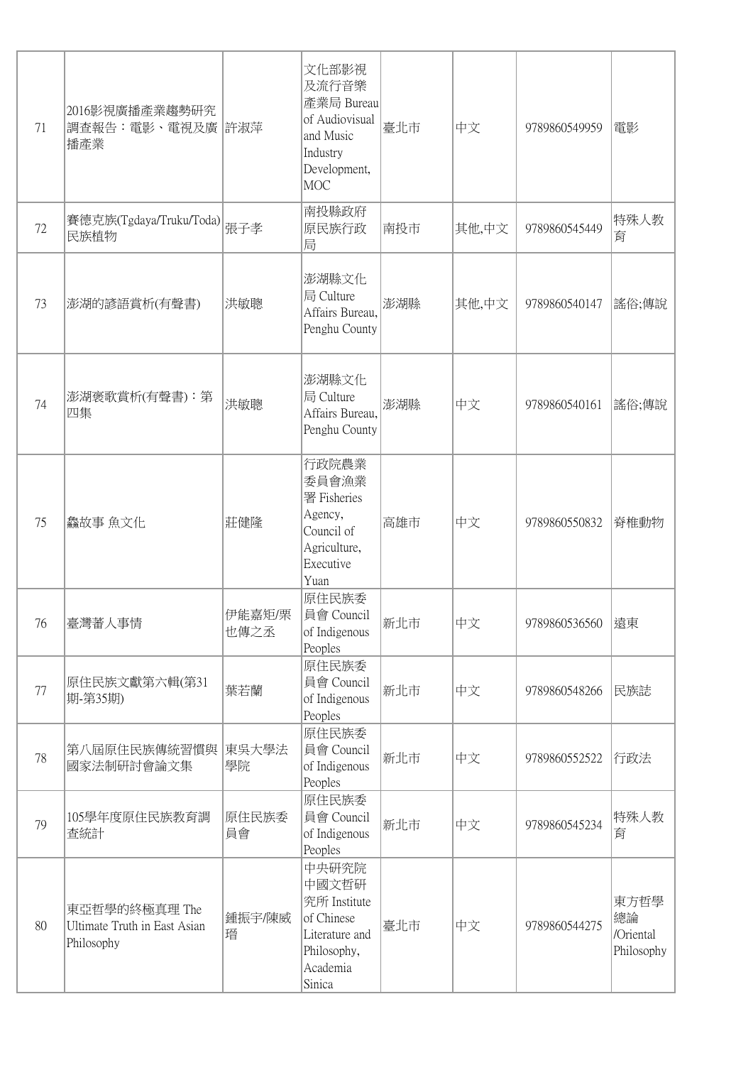| 71 | 2016影視廣播產業趨勢研究調查報告：電影、電視及廣播產業 | 許淑萍 | 文化部影視及流行音樂產業局 Bureau of Audiovisual and Music Industry Development, MOC | 臺北市 | 中文 | 9789860549959 | 電影 |
|---|---|---|---|---|---|---|---|
| 72 | 賽德克族(Tgdaya/Truku/Toda)民族植物 | 張子孝 | 南投縣政府原民族行政局 | 南投市 | 其他,中文 | 9789860545449 | 特殊人教育 |
| 73 | 澎湖的諺語賞析(有聲書) | 洪敏聰 | 澎湖縣文化局 Culture Affairs Bureau, Penghu County | 澎湖縣 | 其他,中文 | 9789860540147 | 謠俗;傳說 |
| 74 | 澎湖褒歌賞析(有聲書)：第四集 | 洪敏聰 | 澎湖縣文化局 Culture Affairs Bureau, Penghu County | 澎湖縣 | 中文 | 9789860540161 | 謠俗;傳說 |
| 75 | 鱻故事 魚文化 | 莊健隆 | 行政院農業委員會漁業署 Fisheries Agency, Council of Agriculture, Executive Yuan | 高雄市 | 中文 | 9789860550832 | 脊椎動物 |
| 76 | 臺灣蕃人事情 | 伊能嘉矩/粟也傳之丞 | 原住民族委員會 Council of Indigenous Peoples | 新北市 | 中文 | 9789860536560 | 遠東 |
| 77 | 原住民族文獻第六輯(第31期-第35期) | 葉若蘭 | 原住民族委員會 Council of Indigenous Peoples | 新北市 | 中文 | 9789860548266 | 民族誌 |
| 78 | 第八屆原住民族傳統習慣與國家法制研討會論文集 | 東吳大學法學院 | 原住民族委員會 Council of Indigenous Peoples | 新北市 | 中文 | 9789860552522 | 行政法 |
| 79 | 105學年度原住民族教育調查統計 | 原住民族委員會 | 原住民族委員會 Council of Indigenous Peoples | 新北市 | 中文 | 9789860545234 | 特殊人教育 |
| 80 | 東亞哲學的終極真理 The Ultimate Truth in East Asian Philosophy | 鍾振宇/陳威瑨 | 中央研究院中國文哲研究所 Institute of Chinese Literature and Philosophy, Academia Sinica | 臺北市 | 中文 | 9789860544275 | 東方哲學總論 /Oriental Philosophy |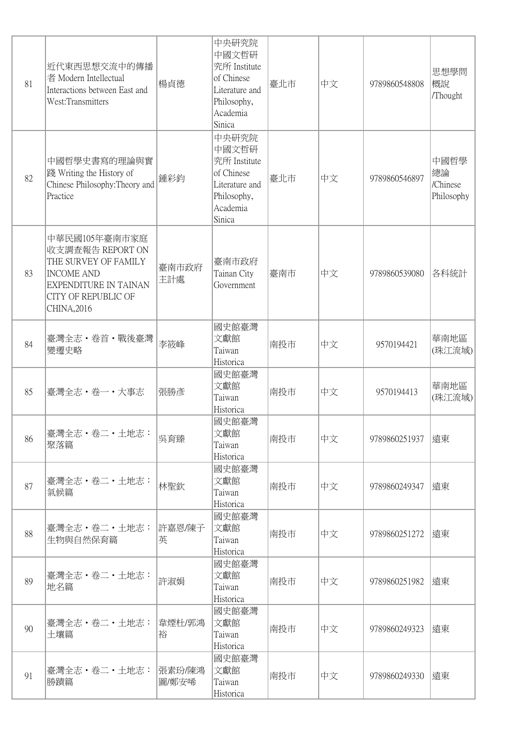| 81 | 近代東西思想交流中的傳播者 Modern Intellectual Interactions between East and West:Transmitters | 楊貞德 | 中央研究院中國文哲研究所 Institute of Chinese Literature and Philosophy, Academia Sinica | 臺北市 | 中文 | 9789860548808 | 思想學問概說 /Thought |
|---|---|---|---|---|---|---|---|
| 82 | 中國哲學史書寫的理論與實踐 Writing the History of Chinese Philosophy:Theory and Practice | 鍾彩鈞 | 中央研究院中國文哲研究所 Institute of Chinese Literature and Philosophy, Academia Sinica | 臺北市 | 中文 | 9789860546897 | 中國哲學總論 /Chinese Philosophy |
| 83 | 中華民國105年臺南市家庭收支調查報告 REPORT ON THE SURVEY OF FAMILY INCOME AND EXPENDITURE IN TAINAN CITY OF REPUBLIC OF CHINA,2016 | 臺南市政府主計處 | 臺南市政府 Tainan City Government | 臺南市 | 中文 | 9789860539080 | 各科統計 |
| 84 | 臺灣全志・卷首・戰後臺灣變遷史略 | 李筱峰 | 國史館臺灣文獻館 Taiwan Historica | 南投市 | 中文 | 9570194421 | 華南地區(珠江流域) |
| 85 | 臺灣全志・卷一・大事志 | 張勝彥 | 國史館臺灣文獻館 Taiwan Historica | 南投市 | 中文 | 9570194413 | 華南地區(珠江流域) |
| 86 | 臺灣全志・卷二・土地志：聚落篇 | 吳育臻 | 國史館臺灣文獻館 Taiwan Historica | 南投市 | 中文 | 9789860251937 | 遠東 |
| 87 | 臺灣全志・卷二・土地志：氣候篇 | 林聖欽 | 國史館臺灣文獻館 Taiwan Historica | 南投市 | 中文 | 9789860249347 | 遠東 |
| 88 | 臺灣全志・卷二・土地志：生物與自然保育篇 | 許嘉恩/陳子英 | 國史館臺灣文獻館 Taiwan Historica | 南投市 | 中文 | 9789860251272 | 遠東 |
| 89 | 臺灣全志・卷二・土地志：地名篇 | 許淑娟 | 國史館臺灣文獻館 Taiwan Historica | 南投市 | 中文 | 9789860251982 | 遠東 |
| 90 | 臺灣全志・卷二・土地志：土壤篇 | 韋煙灶/郭鴻裕 | 國史館臺灣文獻館 Taiwan Historica | 南投市 | 中文 | 9789860249323 | 遠東 |
| 91 | 臺灣全志・卷二・土地志：勝蹟篇 | 張素玢/陳鴻圖/鄭安晞 | 國史館臺灣文獻館 Taiwan Historica | 南投市 | 中文 | 9789860249330 | 遠東 |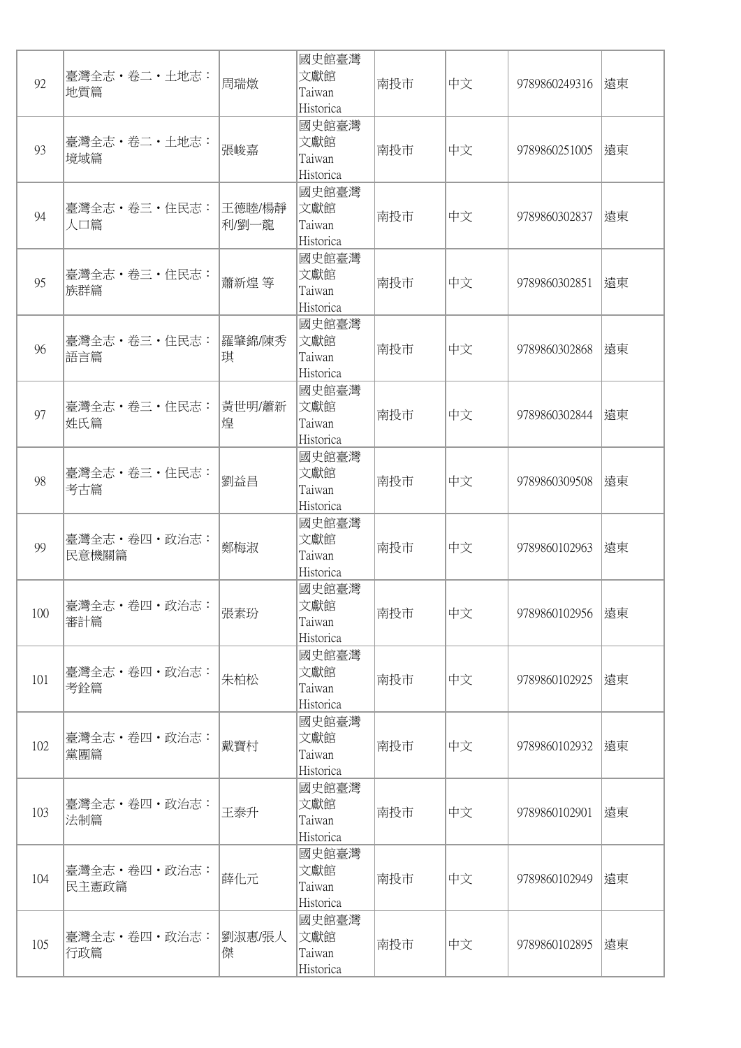| 92 | 臺灣全志・卷二・土地志：地質篇 | 周瑞燉 | 國史館臺灣文獻館 Taiwan Historica | 南投市 | 中文 | 9789860249316 | 遠東 |
|---|---|---|---|---|---|---|---|
| 93 | 臺灣全志・卷二・土地志：境域篇 | 張峻嘉 | 國史館臺灣文獻館 Taiwan Historica | 南投市 | 中文 | 9789860251005 | 遠東 |
| 94 | 臺灣全志・卷三・住民志：人口篇 | 王德睦/楊靜利/劉一龍 | 國史館臺灣文獻館 Taiwan Historica | 南投市 | 中文 | 9789860302837 | 遠東 |
| 95 | 臺灣全志・卷三・住民志：族群篇 | 蕭新煌 等 | 國史館臺灣文獻館 Taiwan Historica | 南投市 | 中文 | 9789860302851 | 遠東 |
| 96 | 臺灣全志・卷三・住民志：語言篇 | 羅肇錦/陳秀琪 | 國史館臺灣文獻館 Taiwan Historica | 南投市 | 中文 | 9789860302868 | 遠東 |
| 97 | 臺灣全志・卷三・住民志：姓氏篇 | 黃世明/蕭新煌 | 國史館臺灣文獻館 Taiwan Historica | 南投市 | 中文 | 9789860302844 | 遠東 |
| 98 | 臺灣全志・卷三・住民志：考古篇 | 劉益昌 | 國史館臺灣文獻館 Taiwan Historica | 南投市 | 中文 | 9789860309508 | 遠東 |
| 99 | 臺灣全志・卷四・政治志：民意機關篇 | 鄭梅淑 | 國史館臺灣文獻館 Taiwan Historica | 南投市 | 中文 | 9789860102963 | 遠東 |
| 100 | 臺灣全志・卷四・政治志：審計篇 | 張素玢 | 國史館臺灣文獻館 Taiwan Historica | 南投市 | 中文 | 9789860102956 | 遠東 |
| 101 | 臺灣全志・卷四・政治志：考銓篇 | 朱柏松 | 國史館臺灣文獻館 Taiwan Historica | 南投市 | 中文 | 9789860102925 | 遠東 |
| 102 | 臺灣全志・卷四・政治志：黨團篇 | 戴寶村 | 國史館臺灣文獻館 Taiwan Historica | 南投市 | 中文 | 9789860102932 | 遠東 |
| 103 | 臺灣全志・卷四・政治志：法制篇 | 王泰升 | 國史館臺灣文獻館 Taiwan Historica | 南投市 | 中文 | 9789860102901 | 遠東 |
| 104 | 臺灣全志・卷四・政治志：民主憲政篇 | 薛化元 | 國史館臺灣文獻館 Taiwan Historica | 南投市 | 中文 | 9789860102949 | 遠東 |
| 105 | 臺灣全志・卷四・政治志：行政篇 | 劉淑惠/張人傑 | 國史館臺灣文獻館 Taiwan Historica | 南投市 | 中文 | 9789860102895 | 遠東 |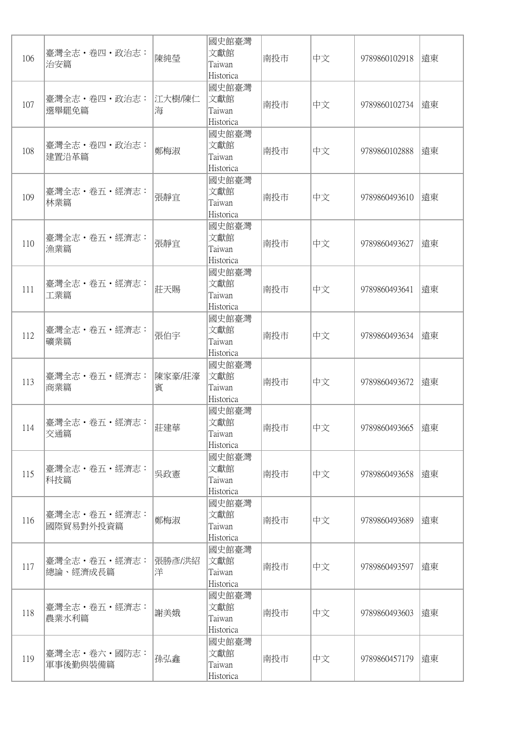| 106 | 臺灣全志・卷四・政治志：治安篇 | 陳純瑩 | 國史館臺灣文獻館 Taiwan Historica | 南投市 | 中文 | 9789860102918 | 遠東 |
|---|---|---|---|---|---|---|---|
| 107 | 臺灣全志・卷四・政治志：選舉罷免篇 | 江大樹/陳仁海 | 國史館臺灣文獻館 Taiwan Historica | 南投市 | 中文 | 9789860102734 | 遠東 |
| 108 | 臺灣全志・卷四・政治志：建置沿革篇 | 鄭梅淑 | 國史館臺灣文獻館 Taiwan Historica | 南投市 | 中文 | 9789860102888 | 遠東 |
| 109 | 臺灣全志・卷五・經濟志：林業篇 | 張靜宜 | 國史館臺灣文獻館 Taiwan Historica | 南投市 | 中文 | 9789860493610 | 遠東 |
| 110 | 臺灣全志・卷五・經濟志：漁業篇 | 張靜宜 | 國史館臺灣文獻館 Taiwan Historica | 南投市 | 中文 | 9789860493627 | 遠東 |
| 111 | 臺灣全志・卷五・經濟志：工業篇 | 莊天賜 | 國史館臺灣文獻館 Taiwan Historica | 南投市 | 中文 | 9789860493641 | 遠東 |
| 112 | 臺灣全志・卷五・經濟志：礦業篇 | 張伯宇 | 國史館臺灣文獻館 Taiwan Historica | 南投市 | 中文 | 9789860493634 | 遠東 |
| 113 | 臺灣全志・卷五・經濟志：商業篇 | 陳家豪/莊濠賓 | 國史館臺灣文獻館 Taiwan Historica | 南投市 | 中文 | 9789860493672 | 遠東 |
| 114 | 臺灣全志・卷五・經濟志：交通篇 | 莊建華 | 國史館臺灣文獻館 Taiwan Historica | 南投市 | 中文 | 9789860493665 | 遠東 |
| 115 | 臺灣全志・卷五・經濟志：科技篇 | 吳政憲 | 國史館臺灣文獻館 Taiwan Historica | 南投市 | 中文 | 9789860493658 | 遠東 |
| 116 | 臺灣全志・卷五・經濟志：國際貿易對外投資篇 | 鄭梅淑 | 國史館臺灣文獻館 Taiwan Historica | 南投市 | 中文 | 9789860493689 | 遠東 |
| 117 | 臺灣全志・卷五・經濟志：總論、經濟成長篇 | 張勝彥/洪紹洋 | 國史館臺灣文獻館 Taiwan Historica | 南投市 | 中文 | 9789860493597 | 遠東 |
| 118 | 臺灣全志・卷五・經濟志：農業水利篇 | 謝美娥 | 國史館臺灣文獻館 Taiwan Historica | 南投市 | 中文 | 9789860493603 | 遠東 |
| 119 | 臺灣全志・卷六・國防志：軍事後勤與裝備篇 | 孫弘鑫 | 國史館臺灣文獻館 Taiwan Historica | 南投市 | 中文 | 9789860457179 | 遠東 |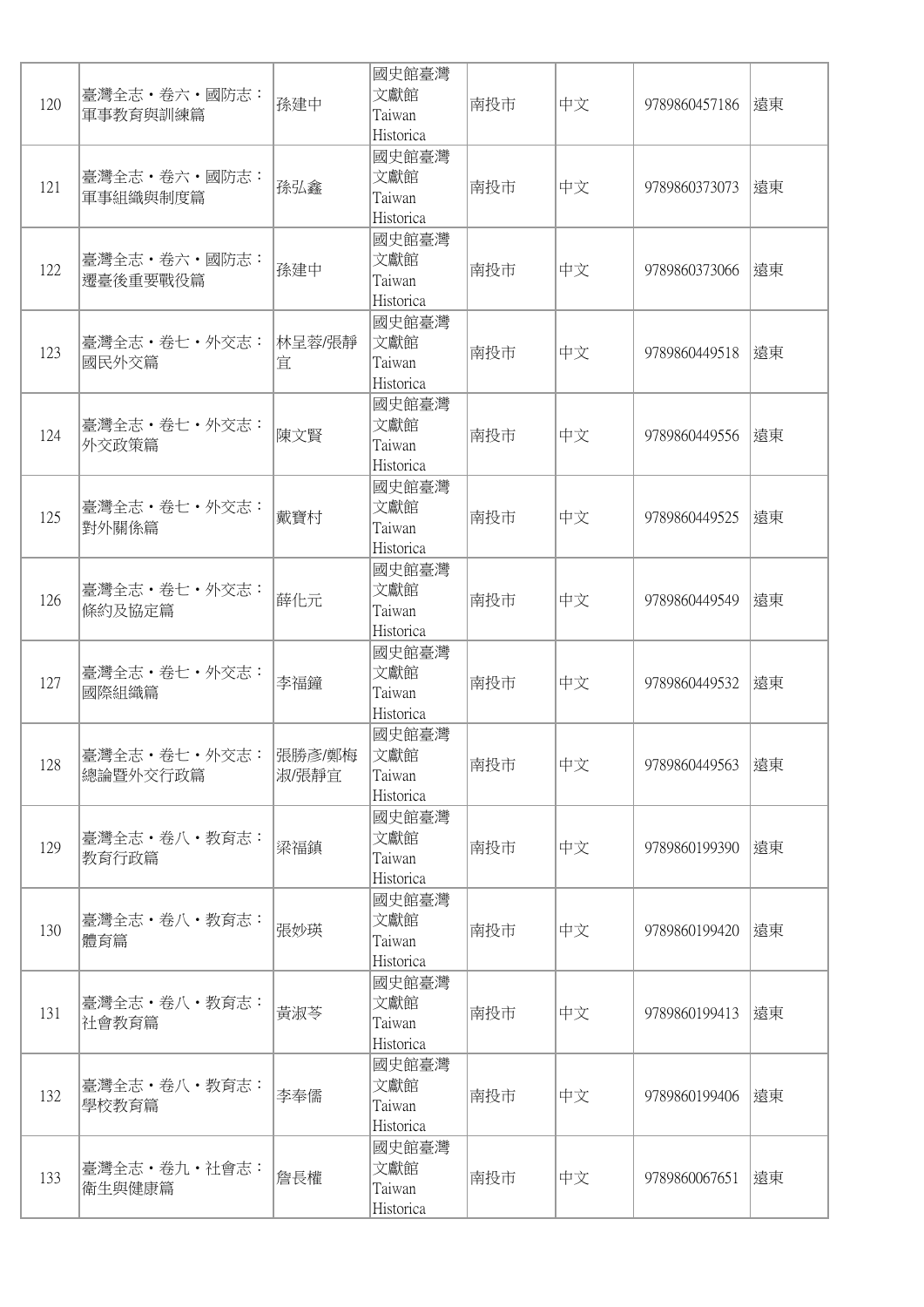| 120 | 臺灣全志・卷六・國防志：軍事教育與訓練篇 | 孫建中 | 國史館臺灣文獻館 Taiwan Historica | 南投市 | 中文 | 9789860457186 | 遠東 |
|---|---|---|---|---|---|---|---|
| 121 | 臺灣全志・卷六・國防志：軍事組織與制度篇 | 孫弘鑫 | 國史館臺灣文獻館 Taiwan Historica | 南投市 | 中文 | 9789860373073 | 遠東 |
| 122 | 臺灣全志・卷六・國防志：遷臺後重要戰役篇 | 孫建中 | 國史館臺灣文獻館 Taiwan Historica | 南投市 | 中文 | 9789860373066 | 遠東 |
| 123 | 臺灣全志・卷七・外交志：國民外交篇 | 林呈蓉/張靜宜 | 國史館臺灣文獻館 Taiwan Historica | 南投市 | 中文 | 9789860449518 | 遠東 |
| 124 | 臺灣全志・卷七・外交志：外交政策篇 | 陳文賢 | 國史館臺灣文獻館 Taiwan Historica | 南投市 | 中文 | 9789860449556 | 遠東 |
| 125 | 臺灣全志・卷七・外交志：對外關係篇 | 戴寶村 | 國史館臺灣文獻館 Taiwan Historica | 南投市 | 中文 | 9789860449525 | 遠東 |
| 126 | 臺灣全志・卷七・外交志：條約及協定篇 | 薛化元 | 國史館臺灣文獻館 Taiwan Historica | 南投市 | 中文 | 9789860449549 | 遠東 |
| 127 | 臺灣全志・卷七・外交志：國際組織篇 | 李福鐘 | 國史館臺灣文獻館 Taiwan Historica | 南投市 | 中文 | 9789860449532 | 遠東 |
| 128 | 臺灣全志・卷七・外交志：總論暨外交行政篇 | 張勝彥/鄭梅淑/張靜宜 | 國史館臺灣文獻館 Taiwan Historica | 南投市 | 中文 | 9789860449563 | 遠東 |
| 129 | 臺灣全志・卷八・教育志：教育行政篇 | 梁福鎮 | 國史館臺灣文獻館 Taiwan Historica | 南投市 | 中文 | 9789860199390 | 遠東 |
| 130 | 臺灣全志・卷八・教育志：體育篇 | 張妙瑛 | 國史館臺灣文獻館 Taiwan Historica | 南投市 | 中文 | 9789860199420 | 遠東 |
| 131 | 臺灣全志・卷八・教育志：社會教育篇 | 黃淑苓 | 國史館臺灣文獻館 Taiwan Historica | 南投市 | 中文 | 9789860199413 | 遠東 |
| 132 | 臺灣全志・卷八・教育志：學校教育篇 | 李奉儒 | 國史館臺灣文獻館 Taiwan Historica | 南投市 | 中文 | 9789860199406 | 遠東 |
| 133 | 臺灣全志・卷九・社會志：衛生與健康篇 | 詹長權 | 國史館臺灣文獻館 Taiwan Historica | 南投市 | 中文 | 9789860067651 | 遠東 |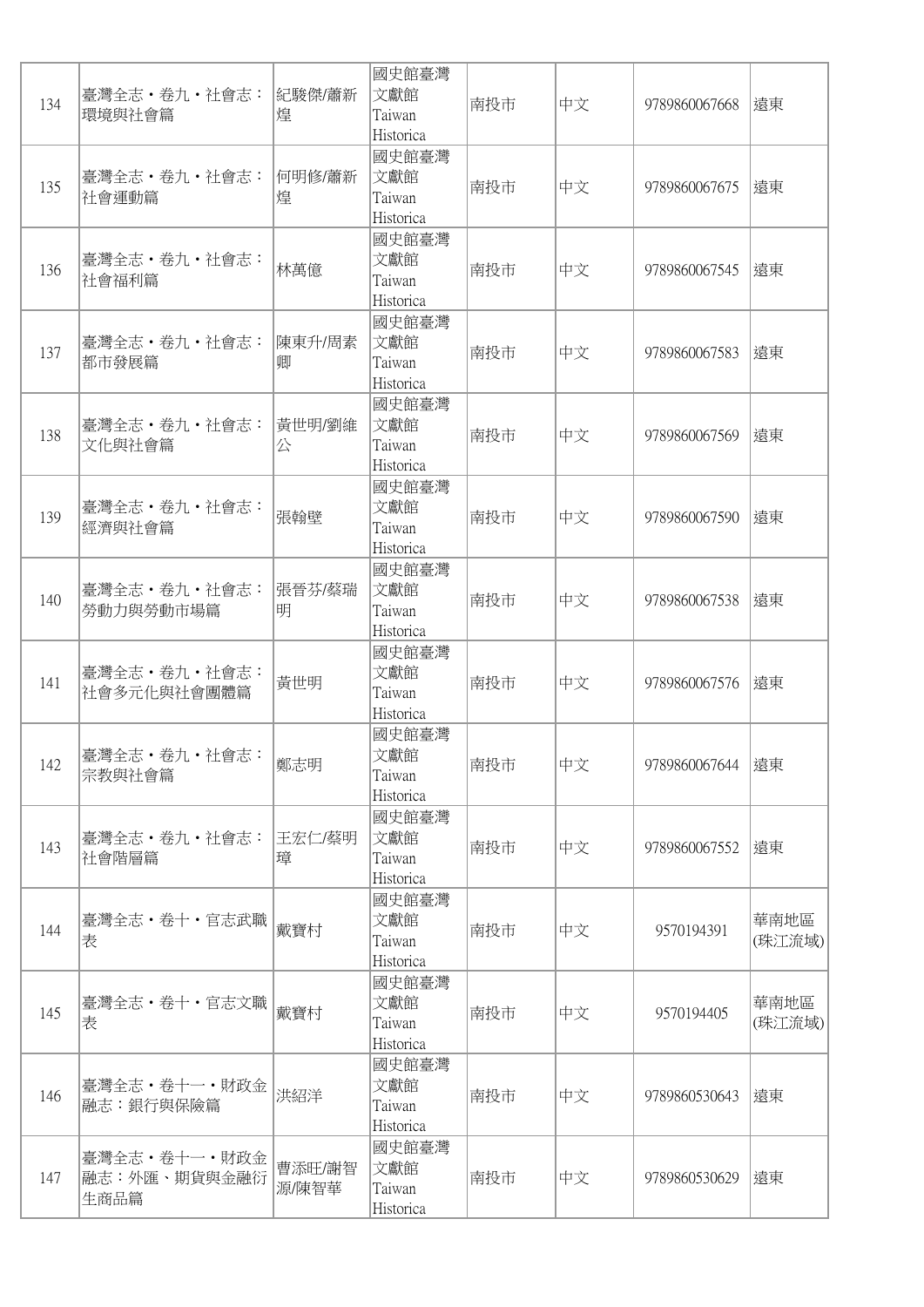| 134 | 臺灣全志・卷九・社會志：環境與社會篇 | 紀駿傑/蕭新煌 | 國史館臺灣文獻館 Taiwan Historica | 南投市 | 中文 | 9789860067668 | 遠東 |
|---|---|---|---|---|---|---|---|
| 135 | 臺灣全志・卷九・社會志：社會運動篇 | 何明修/蕭新煌 | 國史館臺灣文獻館 Taiwan Historica | 南投市 | 中文 | 9789860067675 | 遠東 |
| 136 | 臺灣全志・卷九・社會志：社會福利篇 | 林萬億 | 國史館臺灣文獻館 Taiwan Historica | 南投市 | 中文 | 9789860067545 | 遠東 |
| 137 | 臺灣全志・卷九・社會志：都市發展篇 | 陳東升/周素卿 | 國史館臺灣文獻館 Taiwan Historica | 南投市 | 中文 | 9789860067583 | 遠東 |
| 138 | 臺灣全志・卷九・社會志：文化與社會篇 | 黃世明/劉維公 | 國史館臺灣文獻館 Taiwan Historica | 南投市 | 中文 | 9789860067569 | 遠東 |
| 139 | 臺灣全志・卷九・社會志：經濟與社會篇 | 張翰壁 | 國史館臺灣文獻館 Taiwan Historica | 南投市 | 中文 | 9789860067590 | 遠東 |
| 140 | 臺灣全志・卷九・社會志：勞動力與勞動市場篇 | 張晉芬/蔡瑞明 | 國史館臺灣文獻館 Taiwan Historica | 南投市 | 中文 | 9789860067538 | 遠東 |
| 141 | 臺灣全志・卷九・社會志：社會多元化與社會團體篇 | 黃世明 | 國史館臺灣文獻館 Taiwan Historica | 南投市 | 中文 | 9789860067576 | 遠東 |
| 142 | 臺灣全志・卷九・社會志：宗教與社會篇 | 鄭志明 | 國史館臺灣文獻館 Taiwan Historica | 南投市 | 中文 | 9789860067644 | 遠東 |
| 143 | 臺灣全志・卷九・社會志：社會階層篇 | 王宏仁/蔡明璋 | 國史館臺灣文獻館 Taiwan Historica | 南投市 | 中文 | 9789860067552 | 遠東 |
| 144 | 臺灣全志・卷十・官志武職表 | 戴寶村 | 國史館臺灣文獻館 Taiwan Historica | 南投市 | 中文 | 9570194391 | 華南地區(珠江流域) |
| 145 | 臺灣全志・卷十・官志文職表 | 戴寶村 | 國史館臺灣文獻館 Taiwan Historica | 南投市 | 中文 | 9570194405 | 華南地區(珠江流域) |
| 146 | 臺灣全志・卷十一・財政金融志：銀行與保險篇 | 洪紹洋 | 國史館臺灣文獻館 Taiwan Historica | 南投市 | 中文 | 9789860530643 | 遠東 |
| 147 | 臺灣全志・卷十一・財政金融志：外匯、期貨與金融衍生商品篇 | 曹添旺/謝智源/陳智華 | 國史館臺灣文獻館 Taiwan Historica | 南投市 | 中文 | 9789860530629 | 遠東 |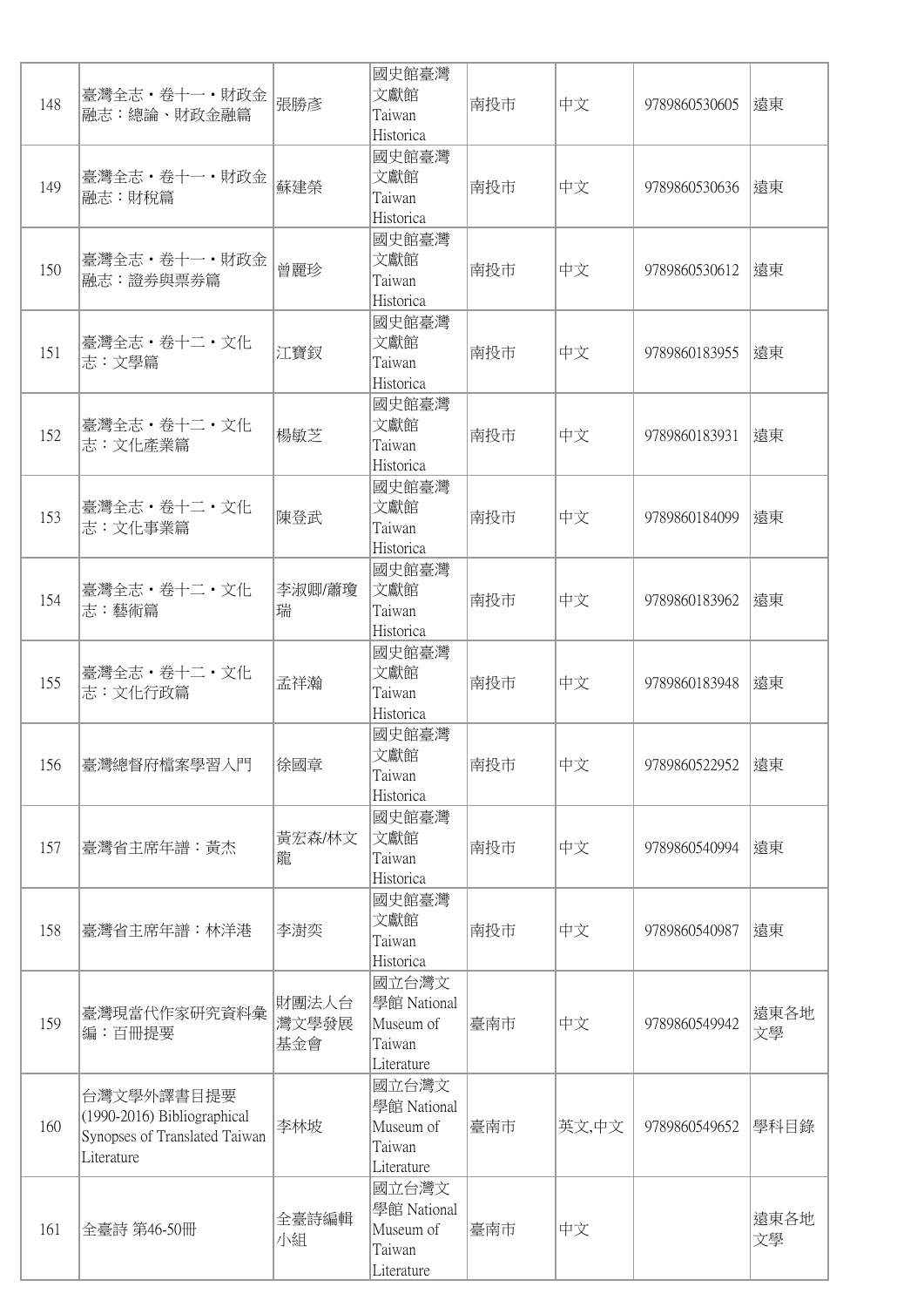| 148 | 臺灣全志・卷十一・財政金融志：總論、財政金融篇 | 張勝彥 | 國史館臺灣文獻館 Taiwan Historica | 南投市 | 中文 | 9789860530605 | 遠東 |
|---|---|---|---|---|---|---|---|
| 149 | 臺灣全志・卷十一・財政金融志：財稅篇 | 蘇建榮 | 國史館臺灣文獻館 Taiwan Historica | 南投市 | 中文 | 9789860530636 | 遠東 |
| 150 | 臺灣全志・卷十一・財政金融志：證券與票券篇 | 曾麗珍 | 國史館臺灣文獻館 Taiwan Historica | 南投市 | 中文 | 9789860530612 | 遠東 |
| 151 | 臺灣全志・卷十二・文化志：文學篇 | 江寶釵 | 國史館臺灣文獻館 Taiwan Historica | 南投市 | 中文 | 9789860183955 | 遠東 |
| 152 | 臺灣全志・卷十二・文化志：文化產業篇 | 楊敏芝 | 國史館臺灣文獻館 Taiwan Historica | 南投市 | 中文 | 9789860183931 | 遠東 |
| 153 | 臺灣全志・卷十二・文化志：文化事業篇 | 陳登武 | 國史館臺灣文獻館 Taiwan Historica | 南投市 | 中文 | 9789860184099 | 遠東 |
| 154 | 臺灣全志・卷十二・文化志：藝術篇 | 李淑卿/蕭瓊瑞 | 國史館臺灣文獻館 Taiwan Historica | 南投市 | 中文 | 9789860183962 | 遠東 |
| 155 | 臺灣全志・卷十二・文化志：文化行政篇 | 孟祥瀚 | 國史館臺灣文獻館 Taiwan Historica | 南投市 | 中文 | 9789860183948 | 遠東 |
| 156 | 臺灣總督府檔案學習入門 | 徐國章 | 國史館臺灣文獻館 Taiwan Historica | 南投市 | 中文 | 9789860522952 | 遠東 |
| 157 | 臺灣省主席年譜：黃杰 | 黃宏森/林文龍 | 國史館臺灣文獻館 Taiwan Historica | 南投市 | 中文 | 9789860540994 | 遠東 |
| 158 | 臺灣省主席年譜：林洋港 | 李澍奕 | 國史館臺灣文獻館 Taiwan Historica | 南投市 | 中文 | 9789860540987 | 遠東 |
| 159 | 臺灣現當代作家研究資料彙編：百冊提要 | 財團法人台灣文學發展基金會 | 國立台灣文學館 National Museum of Taiwan Literature | 臺南市 | 中文 | 9789860549942 | 遠東各地文學 |
| 160 | 台灣文學外譯書目提要 (1990-2016) Bibliographical Synopses of Translated Taiwan Literature | 李林坡 | 國立台灣文學館 National Museum of Taiwan Literature | 臺南市 | 英文,中文 | 9789860549652 | 學科目錄 |
| 161 | 全臺詩 第46-50冊 | 全臺詩編輯小組 | 國立台灣文學館 National Museum of Taiwan Literature | 臺南市 | 中文 | | 遠東各地文學 |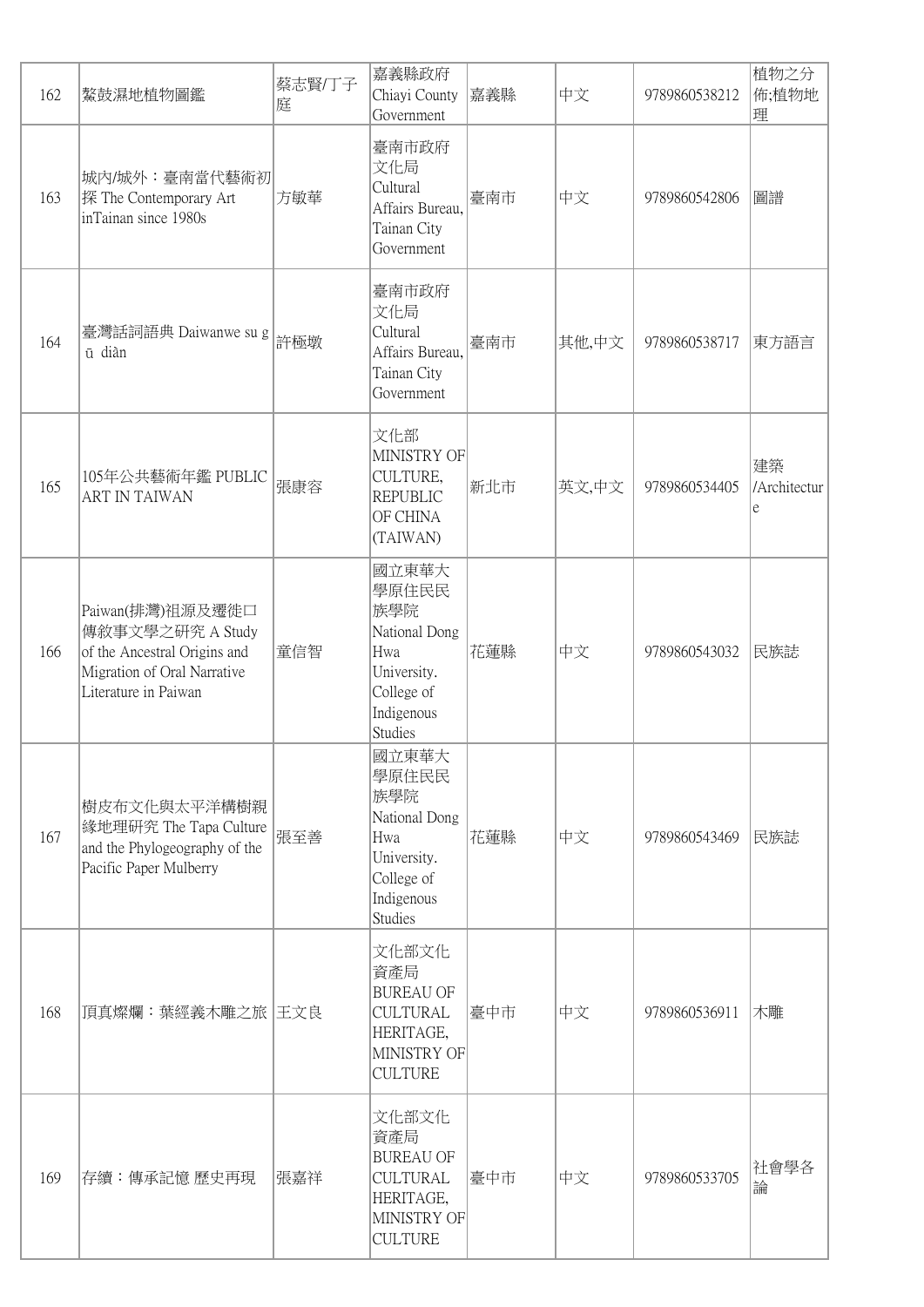| 162 | 鰲鼓濕地植物圖鑑 | 蔡志賢/丁子庭 | 嘉義縣政府 Chiayi County Government | 嘉義縣 | 中文 | 9789860538212 | 植物之分佈;植物地理 |
|---|---|---|---|---|---|---|---|
| 163 | 城內/城外：臺南當代藝術初探 The Contemporary Art inTainan since 1980s | 方敏華 | 臺南市政府文化局 Cultural Affairs Bureau, Tainan City Government | 臺南市 | 中文 | 9789860542806 | 圖譜 |
| 164 | 臺灣話詞語典 Daiwanwe su gū diàn | 許極燉 | 臺南市政府文化局 Cultural Affairs Bureau, Tainan City Government | 臺南市 | 其他,中文 | 9789860538717 | 東方語言 |
| 165 | 105年公共藝術年鑑 PUBLIC ART IN TAIWAN | 張康容 | 文化部 MINISTRY OF CULTURE, REPUBLIC OF CHINA (TAIWAN) | 新北市 | 英文,中文 | 9789860534405 | 建築/Architecture |
| 166 | Paiwan(排灣)祖源及遷徙口傳敘事文學之研究 A Study of the Ancestral Origins and Migration of Oral Narrative Literature in Paiwan | 童信智 | 國立東華大學原住民民族學院 National Dong Hwa University. College of Indigenous Studies | 花蓮縣 | 中文 | 9789860543032 | 民族誌 |
| 167 | 樹皮布文化與太平洋構樹親緣地理研究 The Tapa Culture and the Phylogeography of the Pacific Paper Mulberry | 張至善 | 國立東華大學原住民民族學院 National Dong Hwa University. College of Indigenous Studies | 花蓮縣 | 中文 | 9789860543469 | 民族誌 |
| 168 | 頂真燦爛：葉經義木雕之旅 | 王文良 | 文化部文化資產局 BUREAU OF CULTURAL HERITAGE, MINISTRY OF CULTURE | 臺中市 | 中文 | 9789860536911 | 木雕 |
| 169 | 存續：傳承記憶 歷史再現 | 張嘉祥 | 文化部文化資產局 BUREAU OF CULTURAL HERITAGE, MINISTRY OF CULTURE | 臺中市 | 中文 | 9789860533705 | 社會學各論 |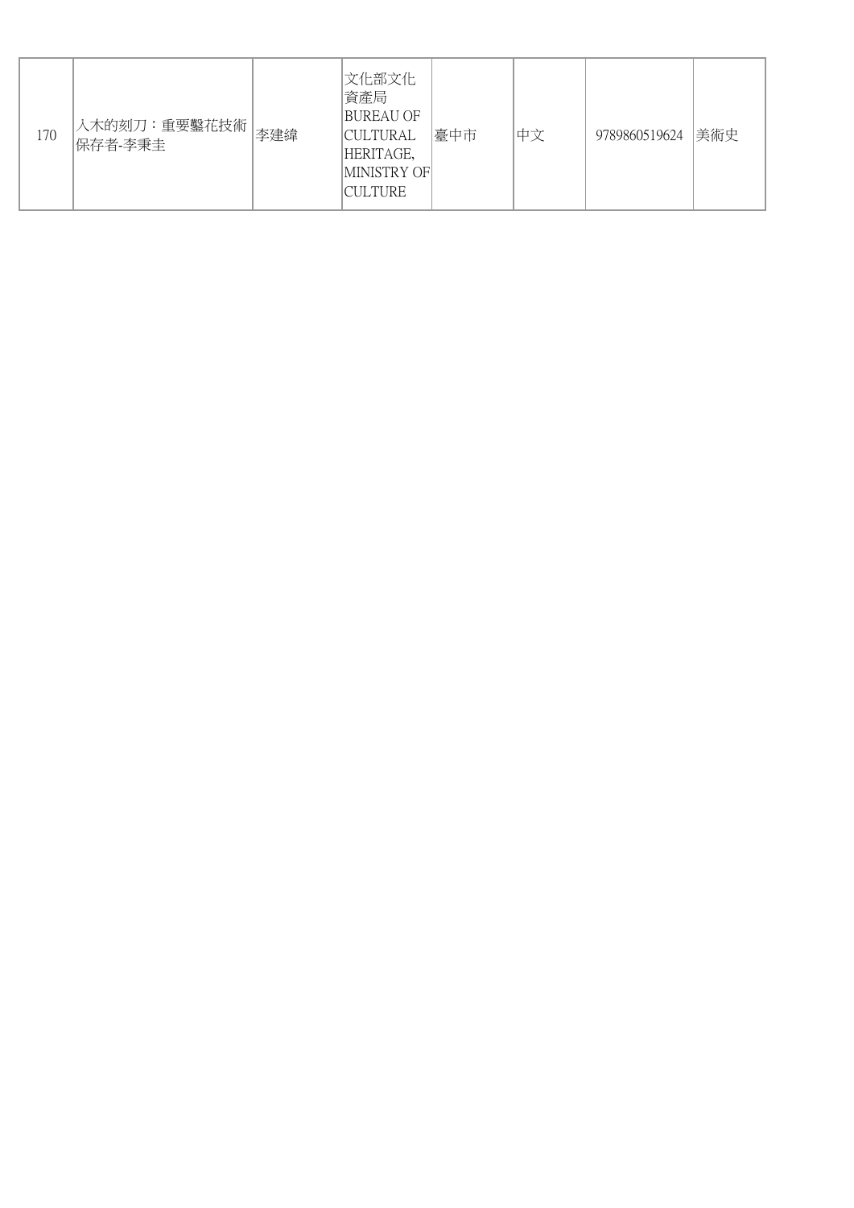| | | | | | | | |
|---|---|---|---|---|---|---|---|
| 170 | 入木的刻刀：重要鑿花技術保存者-李秉圭 | 李建緯 | 文化部文化資產局 BUREAU OF CULTURAL HERITAGE, MINISTRY OF CULTURE | 臺中市 | 中文 | 9789860519624 | 美術史 |